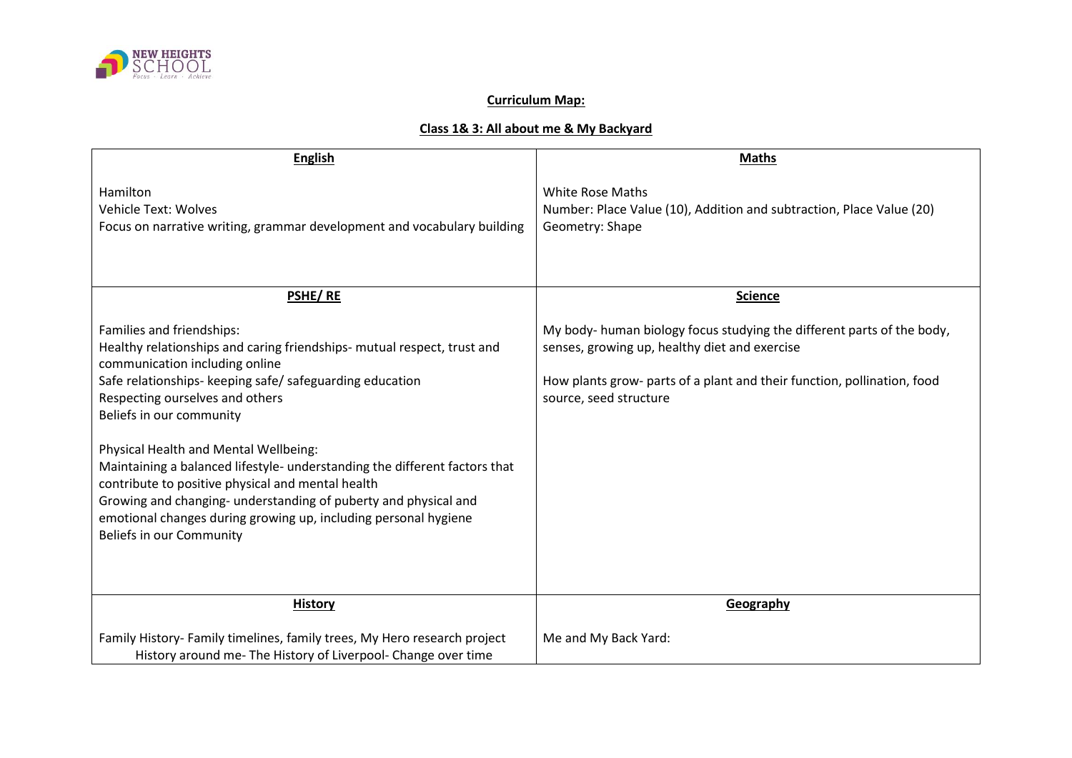**Curriculum Map:**

**Class 1& 3: All about me & My Backyard**

| **English** | **Maths** |
|---|---|
| Hamilton<br>Vehicle Text: Wolves<br>Focus on narrative writing, grammar development and vocabulary building | White Rose Maths<br>Number: Place Value (10), Addition and subtraction, Place Value (20)<br>Geometry: Shape |
| **PSHE/ RE** | **Science** |
| Families and friendships:<br>Healthy relationships and caring friendships- mutual respect, trust and communication including online<br>Safe relationships- keeping safe/ safeguarding education<br>Respecting ourselves and others<br>Beliefs in our community<br><br>Physical Health and Mental Wellbeing:<br>Maintaining a balanced lifestyle- understanding the different factors that contribute to positive physical and mental health<br>Growing and changing- understanding of puberty and physical and emotional changes during growing up, including personal hygiene<br>Beliefs in our Community | My body- human biology focus studying the different parts of the body, senses, growing up, healthy diet and exercise<br><br>How plants grow- parts of a plant and their function, pollination, food source, seed structure |
| **History** | **Geography** |
| Family History- Family timelines, family trees, My Hero research project<br>History around me- The History of Liverpool- Change over time | Me and My Back Yard: |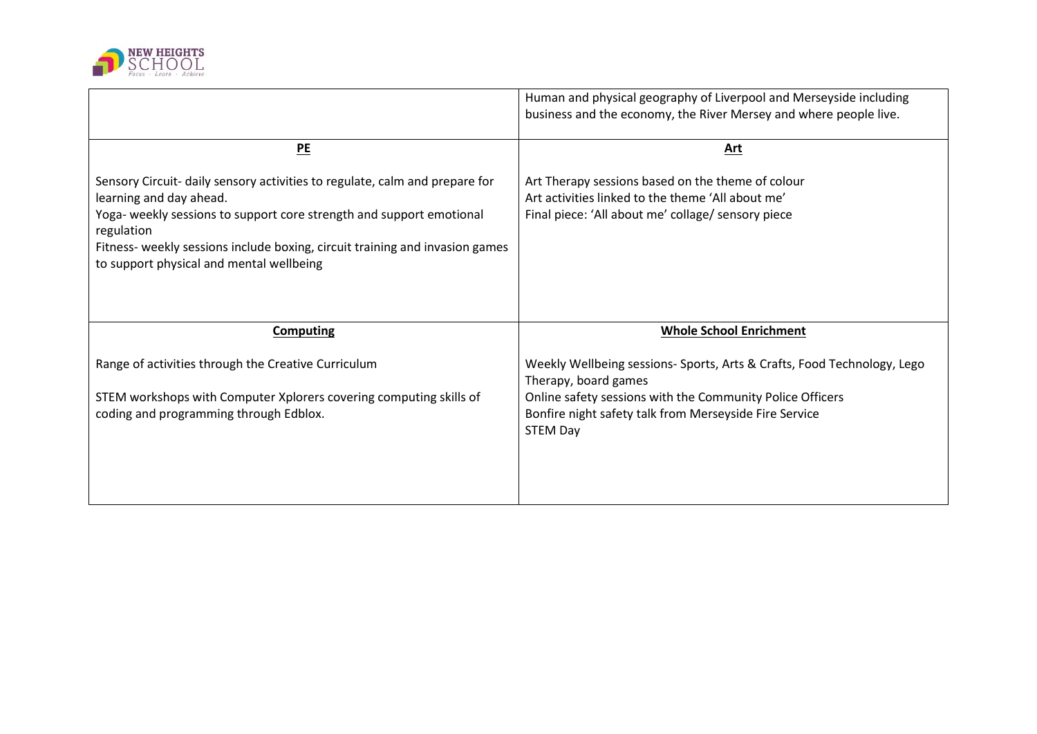| | |
|---|---|
| | Human and physical geography of Liverpool and Merseyside including business and the economy, the River Mersey and where people live. |
| **PE**<br><br>Sensory Circuit- daily sensory activities to regulate, calm and prepare for learning and day ahead.<br>Yoga- weekly sessions to support core strength and support emotional regulation<br>Fitness- weekly sessions include boxing, circuit training and invasion games to support physical and mental wellbeing | **Art**<br><br>Art Therapy sessions based on the theme of colour<br>Art activities linked to the theme 'All about me'<br>Final piece: 'All about me' collage/ sensory piece |
| **Computing**<br><br>Range of activities through the Creative Curriculum<br><br>STEM workshops with Computer Xplorers covering computing skills of coding and programming through Edblox. | **Whole School Enrichment**<br><br>Weekly Wellbeing sessions- Sports, Arts & Crafts, Food Technology, Lego Therapy, board games<br>Online safety sessions with the Community Police Officers<br>Bonfire night safety talk from Merseyside Fire Service<br>STEM Day |